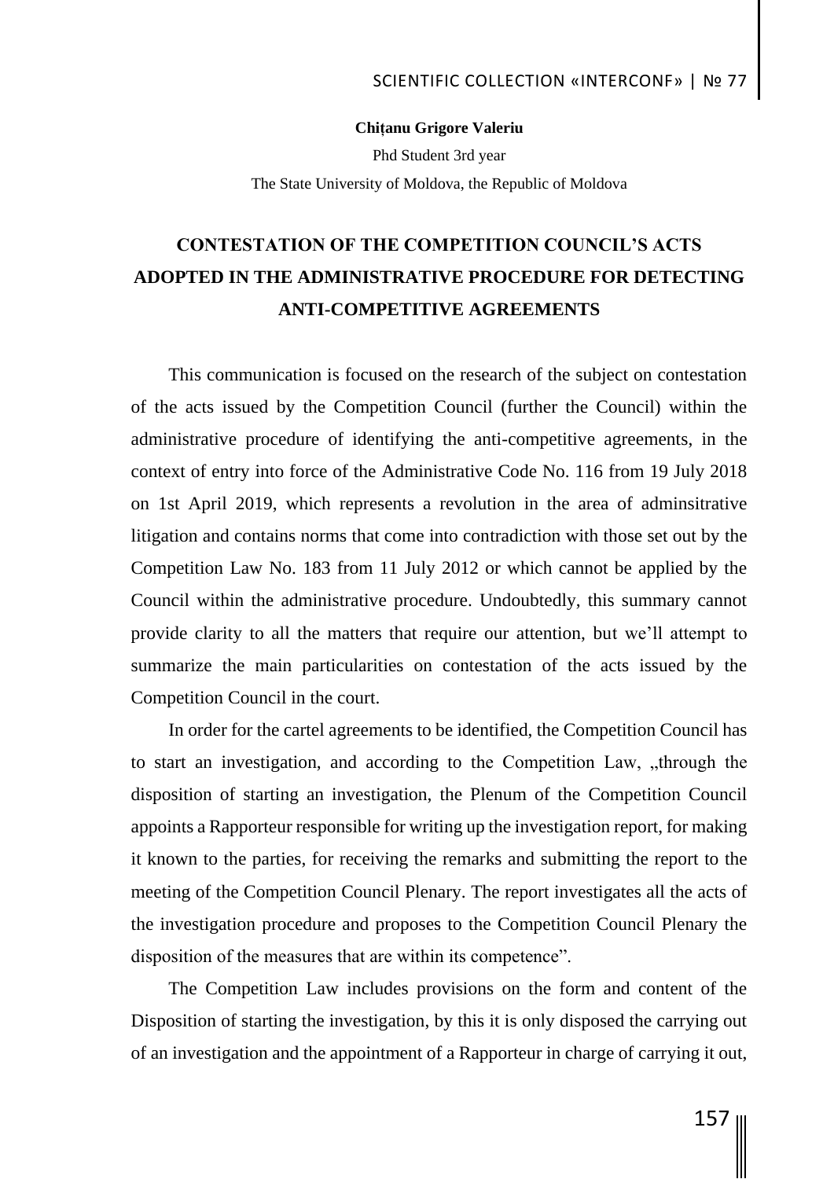**Chițanu Grigore Valeriu**

Phd Student 3rd year

The State University of Moldova, the Republic of Moldova

# CONTESTATION OF THE COMPETITION COUNCIL'S ACTS ADOPTED IN THE ADMINISTRATIVE PROCEDURE FOR DETECTING ANTI-COMPETITIVE AGREEMENTS

This communication is focused on the research of the subject on contestation of the acts issued by the Competition Council (further the Council) within the administrative procedure of identifying the anti-competitive agreements, in the context of entry into force of the Administrative Code No. 116 from 19 July 2018 on 1st April 2019, which represents a revolution in the area of adminsitrative litigation and contains norms that come into contradiction with those set out by the Competition Law No. 183 from 11 July 2012 or which cannot be applied by the Council within the administrative procedure. Undoubtedly, this summary cannot provide clarity to all the matters that require our attention, but we'll attempt to summarize the main particularities on contestation of the acts issued by the Competition Council in the court.

In order for the cartel agreements to be identified, the Competition Council has to start an investigation, and according to the Competition Law, „through the disposition of starting an investigation, the Plenum of the Competition Council appoints a Rapporteur responsible for writing up the investigation report, for making it known to the parties, for receiving the remarks and submitting the report to the meeting of the Competition Council Plenary. The report investigates all the acts of the investigation procedure and proposes to the Competition Council Plenary the disposition of the measures that are within its competence".

The Competition Law includes provisions on the form and content of the Disposition of starting the investigation, by this it is only disposed the carrying out of an investigation and the appointment of a Rapporteur in charge of carrying it out,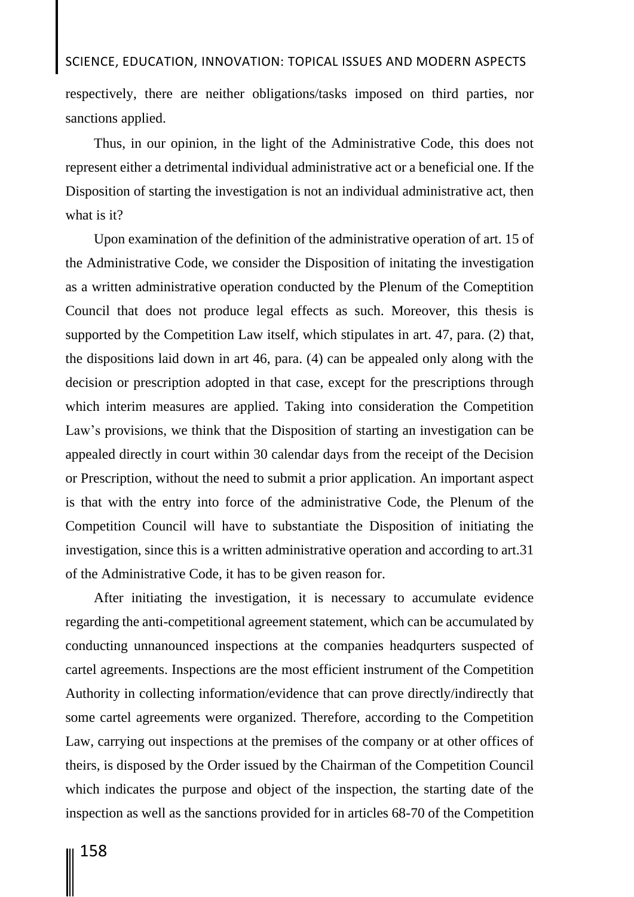respectively, there are neither obligations/tasks imposed on third parties, nor sanctions applied.

Thus, in our opinion, in the light of the Administrative Code, this does not represent either a detrimental individual administrative act or a beneficial one. If the Disposition of starting the investigation is not an individual administrative act, then what is it?

Upon examination of the definition of the administrative operation of art. 15 of the Administrative Code, we consider the Disposition of initating the investigation as a written administrative operation conducted by the Plenum of the Comeptition Council that does not produce legal effects as such. Moreover, this thesis is supported by the Competition Law itself, which stipulates in art. 47, para. (2) that, the dispositions laid down in art 46, para. (4) can be appealed only along with the decision or prescription adopted in that case, except for the prescriptions through which interim measures are applied. Taking into consideration the Competition Law's provisions, we think that the Disposition of starting an investigation can be appealed directly in court within 30 calendar days from the receipt of the Decision or Prescription, without the need to submit a prior application. An important aspect is that with the entry into force of the administrative Code, the Plenum of the Competition Council will have to substantiate the Disposition of initiating the investigation, since this is a written administrative operation and according to art.31 of the Administrative Code, it has to be given reason for.

After initiating the investigation, it is necessary to accumulate evidence regarding the anti-competitional agreement statement, which can be accumulated by conducting unnanounced inspections at the companies headqurters suspected of cartel agreements. Inspections are the most efficient instrument of the Competition Authority in collecting information/evidence that can prove directly/indirectly that some cartel agreements were organized. Therefore, according to the Competition Law, carrying out inspections at the premises of the company or at other offices of theirs, is disposed by the Order issued by the Chairman of the Competition Council which indicates the purpose and object of the inspection, the starting date of the inspection as well as the sanctions provided for in articles 68-70 of the Competition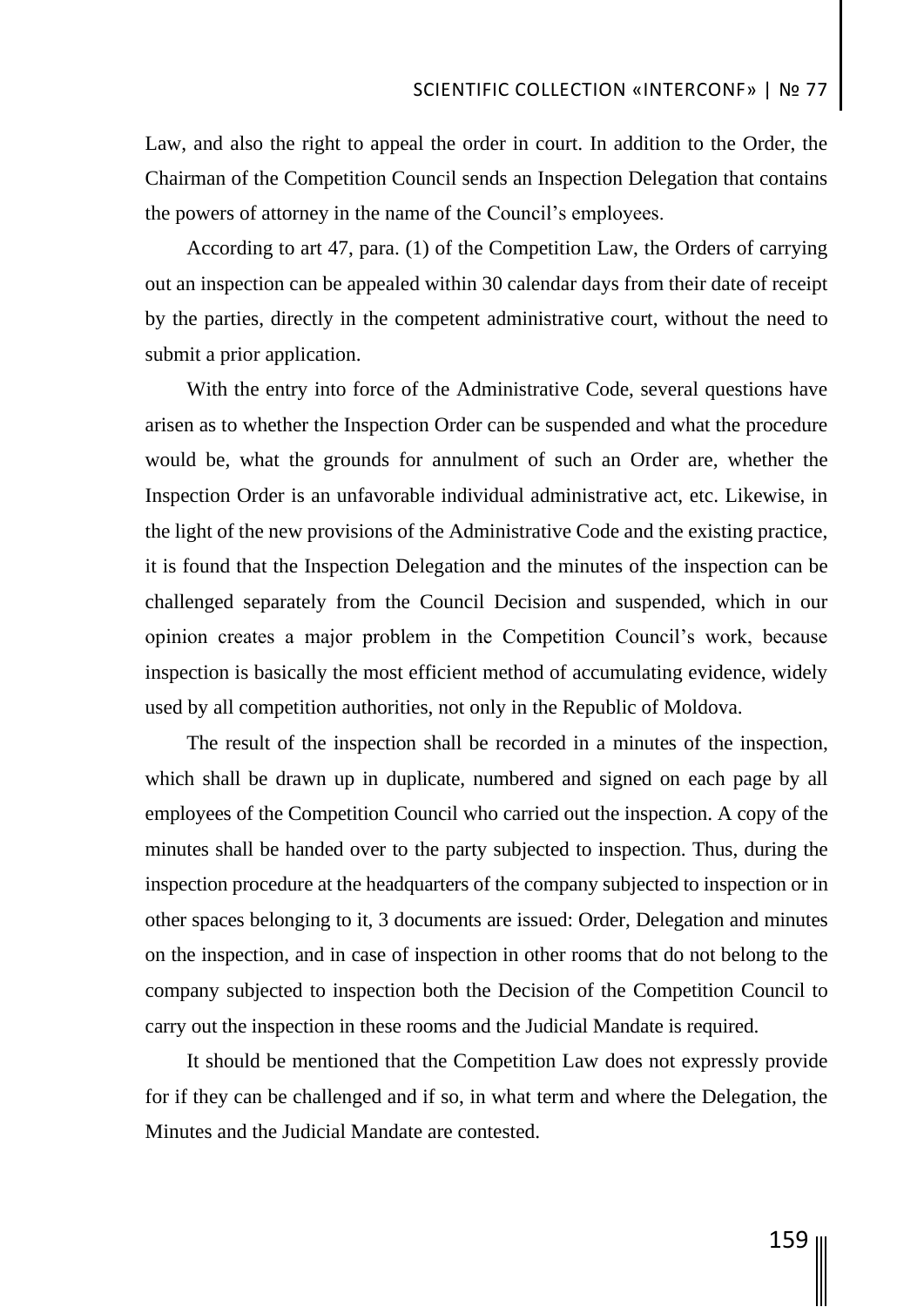Law, and also the right to appeal the order in court. In addition to the Order, the Chairman of the Competition Council sends an Inspection Delegation that contains the powers of attorney in the name of the Council's employees.

According to art 47, para. (1) of the Competition Law, the Orders of carrying out an inspection can be appealed within 30 calendar days from their date of receipt by the parties, directly in the competent administrative court, without the need to submit a prior application.

With the entry into force of the Administrative Code, several questions have arisen as to whether the Inspection Order can be suspended and what the procedure would be, what the grounds for annulment of such an Order are, whether the Inspection Order is an unfavorable individual administrative act, etc. Likewise, in the light of the new provisions of the Administrative Code and the existing practice, it is found that the Inspection Delegation and the minutes of the inspection can be challenged separately from the Council Decision and suspended, which in our opinion creates a major problem in the Competition Council's work, because inspection is basically the most efficient method of accumulating evidence, widely used by all competition authorities, not only in the Republic of Moldova.

The result of the inspection shall be recorded in a minutes of the inspection, which shall be drawn up in duplicate, numbered and signed on each page by all employees of the Competition Council who carried out the inspection. A copy of the minutes shall be handed over to the party subjected to inspection. Thus, during the inspection procedure at the headquarters of the company subjected to inspection or in other spaces belonging to it, 3 documents are issued: Order, Delegation and minutes on the inspection, and in case of inspection in other rooms that do not belong to the company subjected to inspection both the Decision of the Competition Council to carry out the inspection in these rooms and the Judicial Mandate is required.

It should be mentioned that the Competition Law does not expressly provide for if they can be challenged and if so, in what term and where the Delegation, the Minutes and the Judicial Mandate are contested.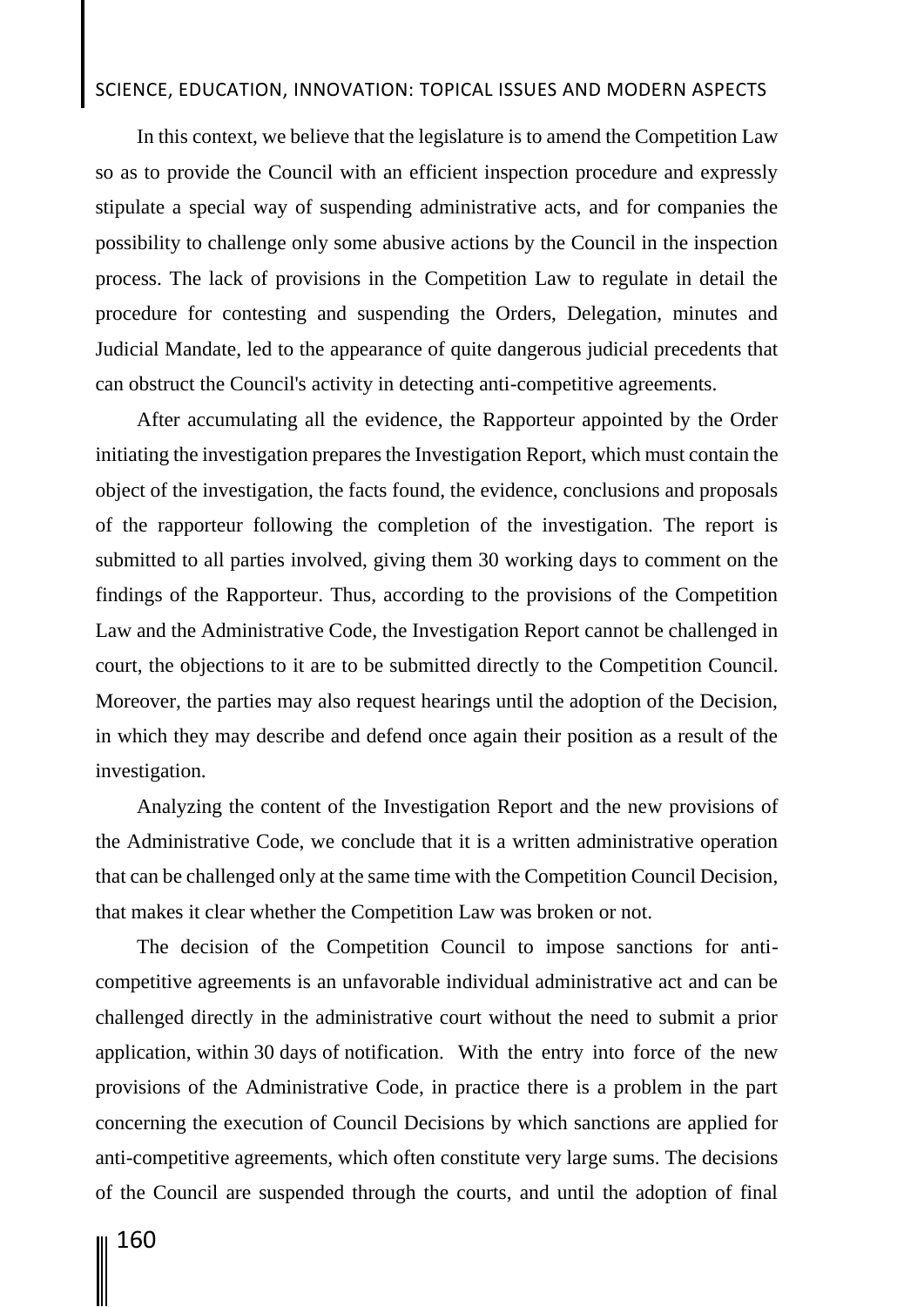In this context, we believe that the legislature is to amend the Competition Law so as to provide the Council with an efficient inspection procedure and expressly stipulate a special way of suspending administrative acts, and for companies the possibility to challenge only some abusive actions by the Council in the inspection process. The lack of provisions in the Competition Law to regulate in detail the procedure for contesting and suspending the Orders, Delegation, minutes and Judicial Mandate, led to the appearance of quite dangerous judicial precedents that can obstruct the Council's activity in detecting anti-competitive agreements.

After accumulating all the evidence, the Rapporteur appointed by the Order initiating the investigation prepares the Investigation Report, which must contain the object of the investigation, the facts found, the evidence, conclusions and proposals of the rapporteur following the completion of the investigation. The report is submitted to all parties involved, giving them 30 working days to comment on the findings of the Rapporteur. Thus, according to the provisions of the Competition Law and the Administrative Code, the Investigation Report cannot be challenged in court, the objections to it are to be submitted directly to the Competition Council. Moreover, the parties may also request hearings until the adoption of the Decision, in which they may describe and defend once again their position as a result of the investigation.

Analyzing the content of the Investigation Report and the new provisions of the Administrative Code, we conclude that it is a written administrative operation that can be challenged only at the same time with the Competition Council Decision, that makes it clear whether the Competition Law was broken or not.

The decision of the Competition Council to impose sanctions for anti-competitive agreements is an unfavorable individual administrative act and can be challenged directly in the administrative court without the need to submit a prior application, within 30 days of notification. With the entry into force of the new provisions of the Administrative Code, in practice there is a problem in the part concerning the execution of Council Decisions by which sanctions are applied for anti-competitive agreements, which often constitute very large sums. The decisions of the Council are suspended through the courts, and until the adoption of final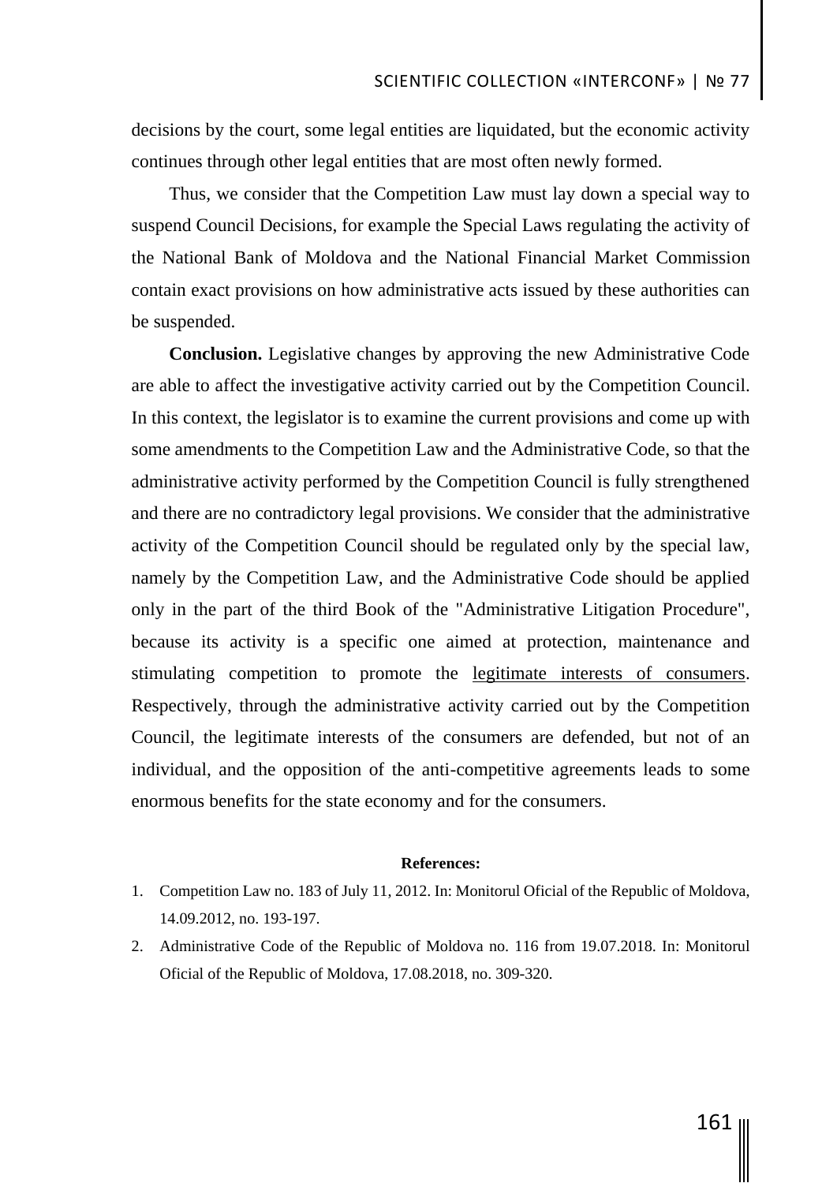decisions by the court, some legal entities are liquidated, but the economic activity continues through other legal entities that are most often newly formed.

Thus, we consider that the Competition Law must lay down a special way to suspend Council Decisions, for example the Special Laws regulating the activity of the National Bank of Moldova and the National Financial Market Commission contain exact provisions on how administrative acts issued by these authorities can be suspended.

**Conclusion.** Legislative changes by approving the new Administrative Code are able to affect the investigative activity carried out by the Competition Council. In this context, the legislator is to examine the current provisions and come up with some amendments to the Competition Law and the Administrative Code, so that the administrative activity performed by the Competition Council is fully strengthened and there are no contradictory legal provisions. We consider that the administrative activity of the Competition Council should be regulated only by the special law, namely by the Competition Law, and the Administrative Code should be applied only in the part of the third Book of the "Administrative Litigation Procedure", because its activity is a specific one aimed at protection, maintenance and stimulating competition to promote the legitimate interests of consumers. Respectively, through the administrative activity carried out by the Competition Council, the legitimate interests of the consumers are defended, but not of an individual, and the opposition of the anti-competitive agreements leads to some enormous benefits for the state economy and for the consumers.

**References:**

1. Competition Law no. 183 of July 11, 2012. In: Monitorul Oficial of the Republic of Moldova, 14.09.2012, no. 193-197.
2. Administrative Code of the Republic of Moldova no. 116 from 19.07.2018. In: Monitorul Oficial of the Republic of Moldova, 17.08.2018, no. 309-320.